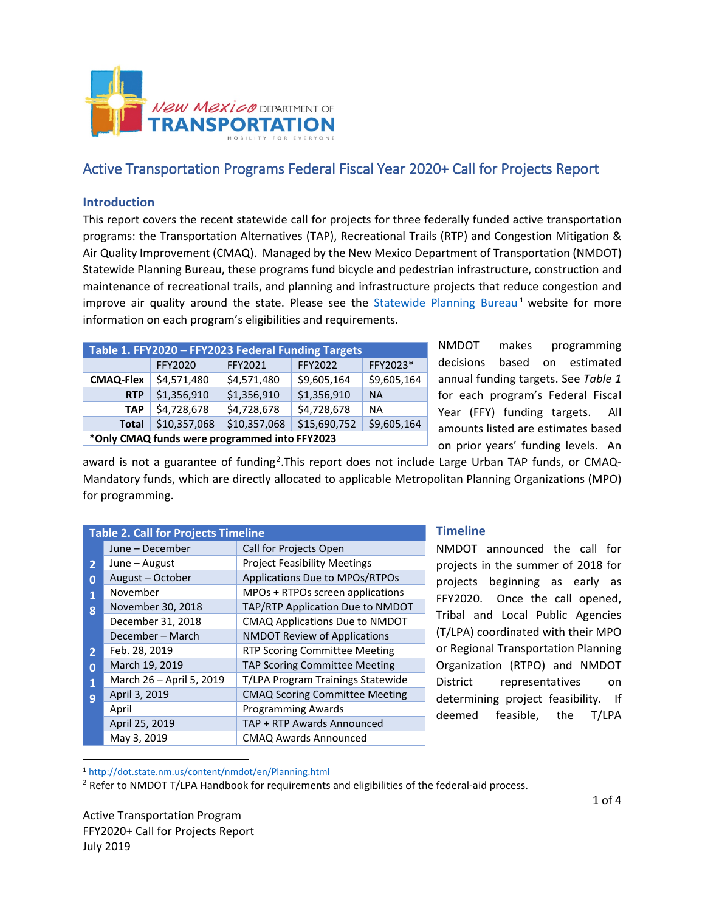# Active Transportation Programs Federal Fiscal Year 2020+ Call for Projects Report

## Introduction

This report covers the recent statewide call for projects for three federally funded active transportation programs: the Transportation Alternatives (TAP), Recreational Trails (RTP) and Congestion Mitigation & Air Quality Improvement (CMAQ). Managed by the New Mexico Department of Transportation (NMDOT) Statewide Planning Bureau, these programs fund bicycle and pedestrian infrastructure, construction and maintenance of recreational trails, and planning and infrastructure projects that reduce congestion and improve air quality around the state. Please see the Statewide Planning Bureau[1] website for more information on each program's eligibilities and requirements.

| Table 1. FFY2020 – FFY2023 Federal Funding Targets | | | | |
|---|---|---|---|---|
| | FFY2020 | FFY2021 | FFY2022 | FFY2023* |
| **CMAQ-Flex** | $4,571,480 | $4,571,480 | $9,605,164 | $9,605,164 |
| **RTP** | $1,356,910 | $1,356,910 | $1,356,910 | NA |
| **TAP** | $4,728,678 | $4,728,678 | $4,728,678 | NA |
| **Total** | $10,357,068 | $10,357,068 | $15,690,752 | $9,605,164 |
| ***Only CMAQ funds were programmed into FFY2023** | | | | |

NMDOT makes programming decisions based on estimated annual funding targets. See *Table 1* for each program's Federal Fiscal Year (FFY) funding targets. All amounts listed are estimates based on prior years' funding levels. An award is not a guarantee of funding[2].This report does not include Large Urban TAP funds, or CMAQ-Mandatory funds, which are directly allocated to applicable Metropolitan Planning Organizations (MPO) for programming.

| Table 2. Call for Projects Timeline | | |
|---|---|---|
| 2018 | June – December | Call for Projects Open |
| | June – August | Project Feasibility Meetings |
| | August – October | Applications Due to MPOs/RTPOs |
| | November | MPOs + RTPOs screen applications |
| | November 30, 2018 | TAP/RTP Application Due to NMDOT |
| | December 31, 2018 | CMAQ Applications Due to NMDOT |
| 2019 | December – March | NMDOT Review of Applications |
| | Feb. 28, 2019 | RTP Scoring Committee Meeting |
| | March 19, 2019 | TAP Scoring Committee Meeting |
| | March 26 – April 5, 2019 | T/LPA Program Trainings Statewide |
| | April 3, 2019 | CMAQ Scoring Committee Meeting |
| | April | Programming Awards |
| | April 25, 2019 | TAP + RTP Awards Announced |
| | May 3, 2019 | CMAQ Awards Announced |

## Timeline

NMDOT announced the call for projects in the summer of 2018 for projects beginning as early as FFY2020. Once the call opened, Tribal and Local Public Agencies (T/LPA) coordinated with their MPO or Regional Transportation Planning Organization (RTPO) and NMDOT District representatives on determining project feasibility. If deemed feasible, the T/LPA

[1] http://dot.state.nm.us/content/nmdot/en/Planning.html

[2] Refer to NMDOT T/LPA Handbook for requirements and eligibilities of the federal-aid process.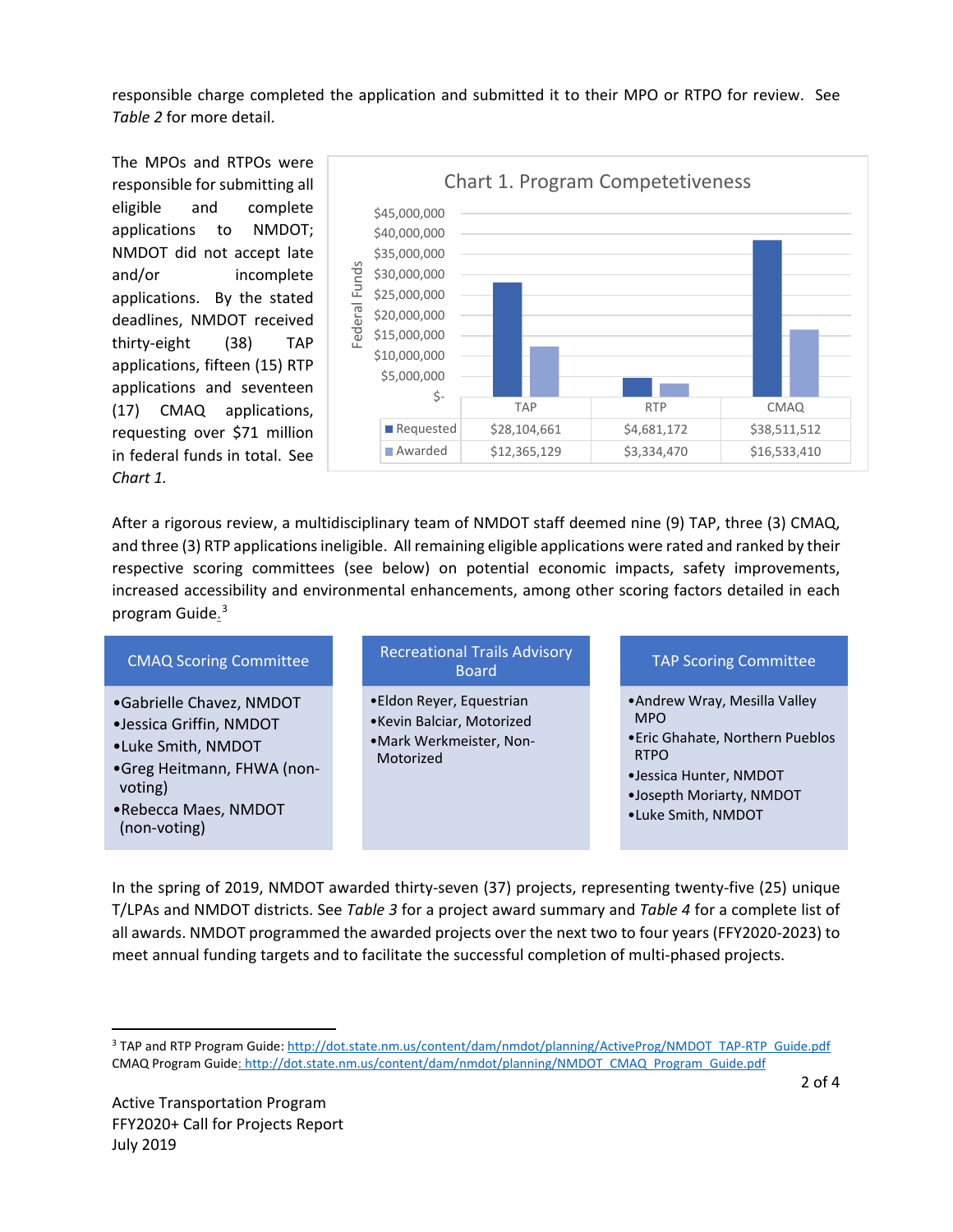responsible charge completed the application and submitted it to their MPO or RTPO for review. See *Table 2* for more detail.

The MPOs and RTPOs were responsible for submitting all eligible and complete applications to NMDOT; NMDOT did not accept late and/or incomplete applications. By the stated deadlines, NMDOT received thirty-eight (38) TAP applications, fifteen (15) RTP applications and seventeen (17) CMAQ applications, requesting over $71 million in federal funds in total. See *Chart 1.*

**Chart 1. Program Competetiveness**

| | TAP | RTP | CMAQ |
|---|---|---|---|
| Requested | $28,104,661 | $4,681,172 | $38,511,512 |
| Awarded | $12,365,129 | $3,334,470 | $16,533,410 |

After a rigorous review, a multidisciplinary team of NMDOT staff deemed nine (9) TAP, three (3) CMAQ, and three (3) RTP applications ineligible. All remaining eligible applications were rated and ranked by their respective scoring committees (see below) on potential economic impacts, safety improvements, increased accessibility and environmental enhancements, among other scoring factors detailed in each program Guide.[3]

**CMAQ Scoring Committee**

- Gabrielle Chavez, NMDOT
- Jessica Griffin, NMDOT
- Luke Smith, NMDOT
- Greg Heitmann, FHWA (non-voting)
- Rebecca Maes, NMDOT (non-voting)

**Recreational Trails Advisory Board**

- Eldon Reyer, Equestrian
- Kevin Balciar, Motorized
- Mark Werkmeister, Non-Motorized

**TAP Scoring Committee**

- Andrew Wray, Mesilla Valley MPO
- Eric Ghahate, Northern Pueblos RTPO
- Jessica Hunter, NMDOT
- Josepth Moriarty, NMDOT
- Luke Smith, NMDOT

In the spring of 2019, NMDOT awarded thirty-seven (37) projects, representing twenty-five (25) unique T/LPAs and NMDOT districts. See *Table 3* for a project award summary and *Table 4* for a complete list of all awards. NMDOT programmed the awarded projects over the next two to four years (FFY2020-2023) to meet annual funding targets and to facilitate the successful completion of multi-phased projects.

[3] TAP and RTP Program Guide: http://dot.state.nm.us/content/dam/nmdot/planning/ActiveProg/NMDOT_TAP-RTP_Guide.pdf
CMAQ Program Guide: http://dot.state.nm.us/content/dam/nmdot/planning/NMDOT_CMAQ_Program_Guide.pdf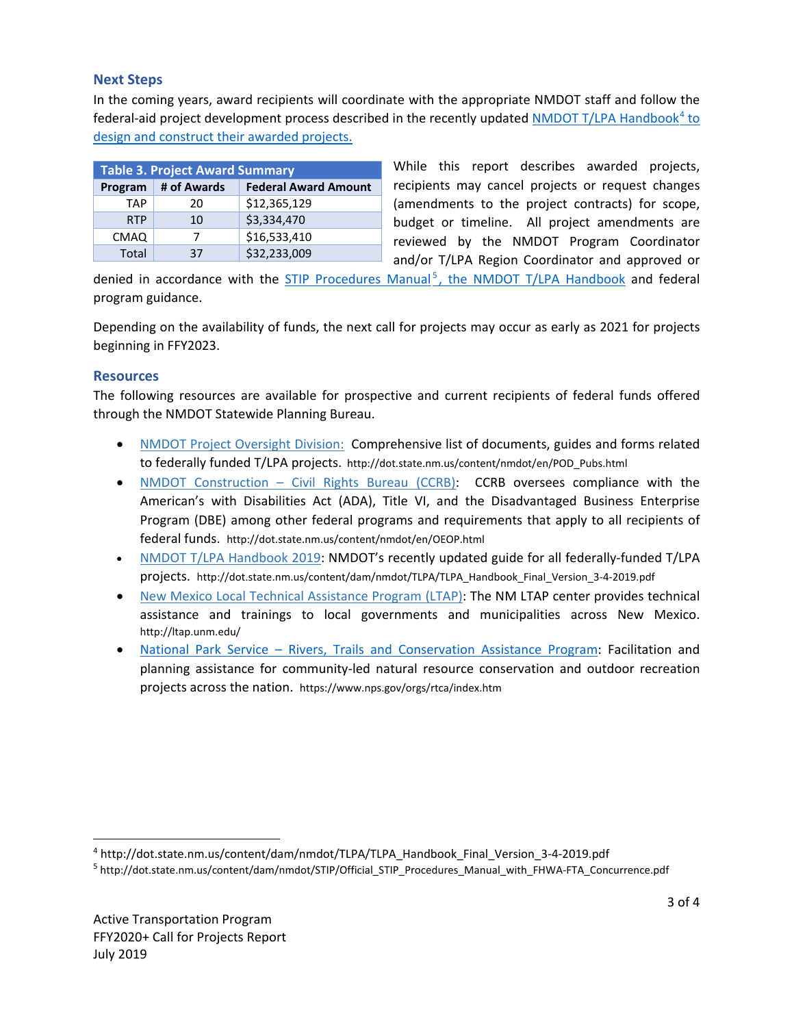## Next Steps

In the coming years, award recipients will coordinate with the appropriate NMDOT staff and follow the federal-aid project development process described in the recently updated NMDOT T/LPA Handbook[4] to design and construct their awarded projects.

**Table 3. Project Award Summary**

| Program | # of Awards | Federal Award Amount |
|---|---|---|
| TAP | 20 | $12,365,129 |
| RTP | 10 | $3,334,470 |
| CMAQ | 7 | $16,533,410 |
| Total | 37 | $32,233,009 |

While this report describes awarded projects, recipients may cancel projects or request changes (amendments to the project contracts) for scope, budget or timeline. All project amendments are reviewed by the NMDOT Program Coordinator and/or T/LPA Region Coordinator and approved or denied in accordance with the STIP Procedures Manual[5], the NMDOT T/LPA Handbook and federal program guidance.

Depending on the availability of funds, the next call for projects may occur as early as 2021 for projects beginning in FFY2023.

## Resources

The following resources are available for prospective and current recipients of federal funds offered through the NMDOT Statewide Planning Bureau.

- NMDOT Project Oversight Division: Comprehensive list of documents, guides and forms related to federally funded T/LPA projects. http://dot.state.nm.us/content/nmdot/en/POD_Pubs.html
- NMDOT Construction – Civil Rights Bureau (CCRB): CCRB oversees compliance with the American's with Disabilities Act (ADA), Title VI, and the Disadvantaged Business Enterprise Program (DBE) among other federal programs and requirements that apply to all recipients of federal funds. http://dot.state.nm.us/content/nmdot/en/OEOP.html
- NMDOT T/LPA Handbook 2019: NMDOT's recently updated guide for all federally-funded T/LPA projects. http://dot.state.nm.us/content/dam/nmdot/TLPA/TLPA_Handbook_Final_Version_3-4-2019.pdf
- New Mexico Local Technical Assistance Program (LTAP): The NM LTAP center provides technical assistance and trainings to local governments and municipalities across New Mexico. http://ltap.unm.edu/
- National Park Service – Rivers, Trails and Conservation Assistance Program: Facilitation and planning assistance for community-led natural resource conservation and outdoor recreation projects across the nation. https://www.nps.gov/orgs/rtca/index.htm

---

[4] http://dot.state.nm.us/content/dam/nmdot/TLPA/TLPA_Handbook_Final_Version_3-4-2019.pdf

[5] http://dot.state.nm.us/content/dam/nmdot/STIP/Official_STIP_Procedures_Manual_with_FHWA-FTA_Concurrence.pdf

Active Transportation Program
FFY2020+ Call for Projects Report
July 2019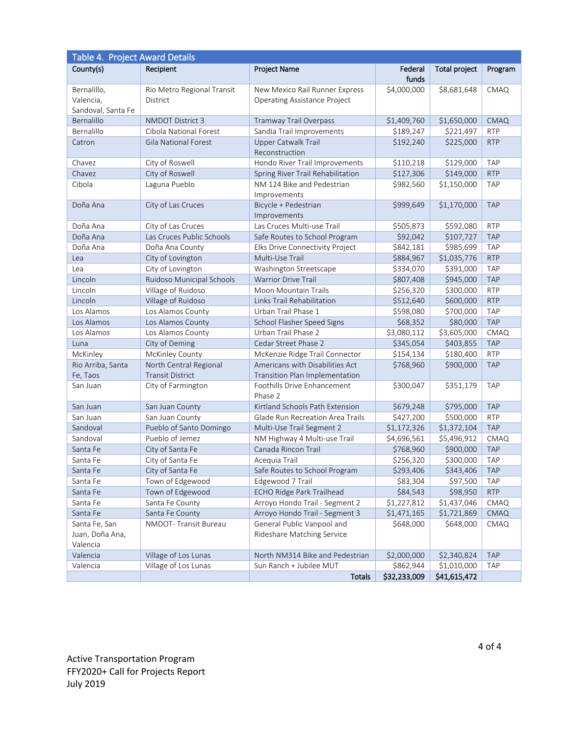Table 4. Project Award Details

| County(s) | Recipient | Project Name | Federal funds | Total project | Program |
|---|---|---|---|---|---|
| Bernalillo, Valencia, Sandoval, Santa Fe | Rio Metro Regional Transit District | New Mexico Rail Runner Express Operating Assistance Project | $4,000,000 | $8,681,648 | CMAQ |
| Bernalillo | NMDOT District 3 | Tramway Trail Overpass | $1,409,760 | $1,650,000 | CMAQ |
| Bernalillo | Cibola National Forest | Sandia Trail Improvements | $189,247 | $221,497 | RTP |
| Catron | Gila National Forest | Upper Catwalk Trail Reconstruction | $192,240 | $225,000 | RTP |
| Chavez | City of Roswell | Hondo River Trail Improvements | $110,218 | $129,000 | TAP |
| Chavez | City of Roswell | Spring River Trail Rehabilitation | $127,306 | $149,000 | RTP |
| Cibola | Laguna Pueblo | NM 124 Bike and Pedestrian Improvements | $982,560 | $1,150,000 | TAP |
| Doña Ana | City of Las Cruces | Bicycle + Pedestrian Improvements | $999,649 | $1,170,000 | TAP |
| Doña Ana | City of Las Cruces | Las Cruces Multi-use Trail | $505,873 | $592,080 | RTP |
| Doña Ana | Las Cruces Public Schools | Safe Routes to School Program | $92,042 | $107,727 | TAP |
| Doña Ana | Doña Ana County | Elks Drive Connectivity Project | $842,181 | $985,699 | TAP |
| Lea | City of Lovington | Multi-Use Trail | $884,967 | $1,035,776 | RTP |
| Lea | City of Lovington | Washington Streetscape | $334,070 | $391,000 | TAP |
| Lincoln | Ruidoso Municipal Schools | Warrior Drive Trail | $807,408 | $945,000 | TAP |
| Lincoln | Village of Ruidoso | Moon Mountain Trails | $256,320 | $300,000 | RTP |
| Lincoln | Village of Ruidoso | Links Trail Rehabilitation | $512,640 | $600,000 | RTP |
| Los Alamos | Los Alamos County | Urban Trail Phase 1 | $598,080 | $700,000 | TAP |
| Los Alamos | Los Alamos County | School Flasher Speed Signs | $68,352 | $80,000 | TAP |
| Los Alamos | Los Alamos County | Urban Trail Phase 2 | $3,080,112 | $3,605,000 | CMAQ |
| Luna | City of Deming | Cedar Street Phase 2 | $345,054 | $403,855 | TAP |
| McKinley | McKinley County | McKenzie Ridge Trail Connector | $154,134 | $180,400 | RTP |
| Rio Arriba, Santa Fe, Taos | North Central Regional Transit District | Americans with Disabilities Act Transition Plan Implementation | $768,960 | $900,000 | TAP |
| San Juan | City of Farmington | Foothills Drive Enhancement Phase 2 | $300,047 | $351,179 | TAP |
| San Juan | San Juan County | Kirtland Schools Path Extension | $679,248 | $795,000 | TAP |
| San Juan | San Juan County | Glade Run Recreation Area Trails | $427,200 | $500,000 | RTP |
| Sandoval | Pueblo of Santo Domingo | Multi-Use Trail Segment 2 | $1,172,326 | $1,372,104 | TAP |
| Sandoval | Pueblo of Jemez | NM Highway 4 Multi-use Trail | $4,696,561 | $5,496,912 | CMAQ |
| Santa Fe | City of Santa Fe | Canada Rincon Trail | $768,960 | $900,000 | TAP |
| Santa Fe | City of Santa Fe | Acequia Trail | $256,320 | $300,000 | TAP |
| Santa Fe | City of Santa Fe | Safe Routes to School Program | $293,406 | $343,406 | TAP |
| Santa Fe | Town of Edgewood | Edgewood 7 Trail | $83,304 | $97,500 | TAP |
| Santa Fe | Town of Edgewood | ECHO Ridge Park Trailhead | $84,543 | $98,950 | RTP |
| Santa Fe | Santa Fe County | Arroyo Hondo Trail - Segment 2 | $1,227,812 | $1,437,046 | CMAQ |
| Santa Fe | Santa Fe County | Arroyo Hondo Trail - Segment 3 | $1,471,165 | $1,721,869 | CMAQ |
| Santa Fe, San Juan, Doña Ana, Valencia | NMDOT- Transit Bureau | General Public Vanpool and Rideshare Matching Service | $648,000 | $648,000 | CMAQ |
| Valencia | Village of Los Lunas | North NM314 Bike and Pedestrian | $2,000,000 | $2,340,824 | TAP |
| Valencia | Village of Los Lunas | Sun Ranch + Jubilee MUT | $862,944 | $1,010,000 | TAP |
| | | **Totals** | **$32,233,009** | **$41,615,472** | |

Active Transportation Program
FFY2020+ Call for Projects Report
July 2019